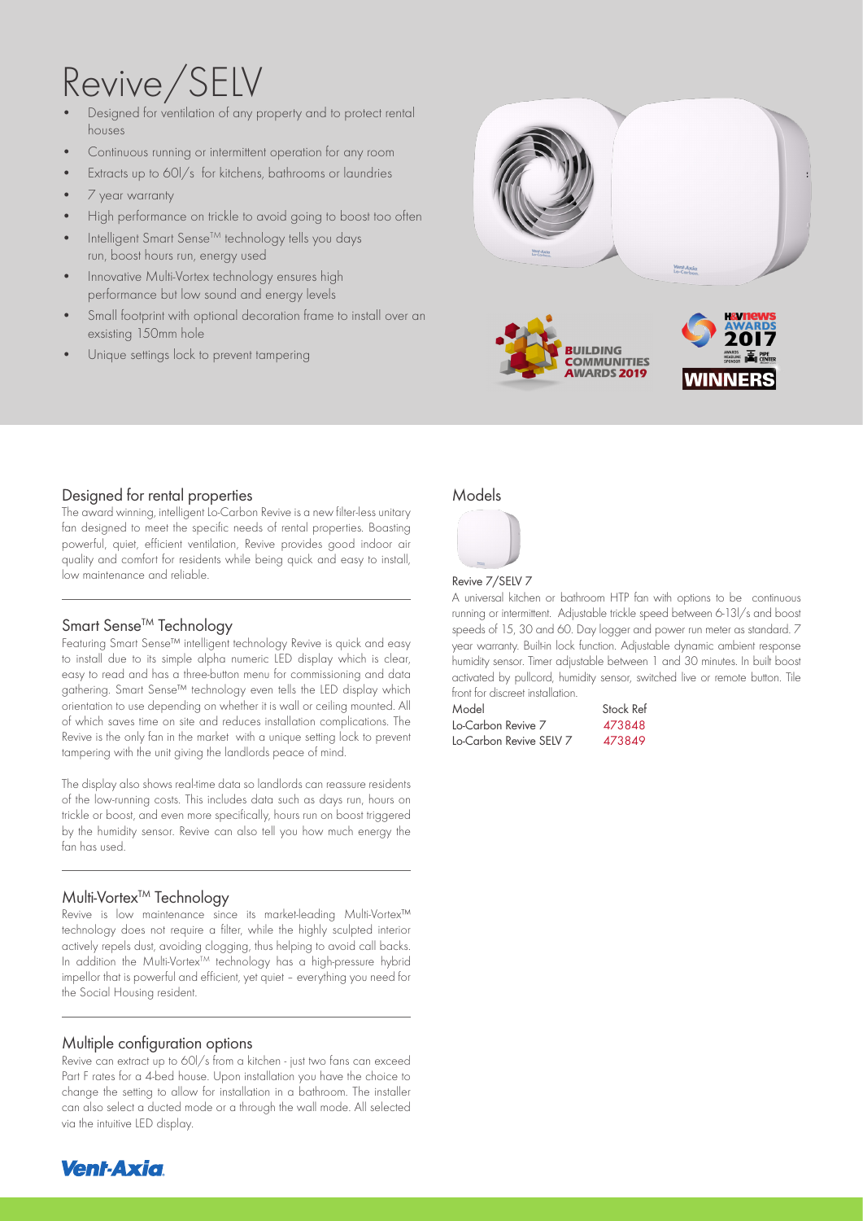# Revive/SELV

- Designed for ventilation of any property and to protect rental houses
- Continuous running or intermittent operation for any room
- Extracts up to 60l/s for kitchens, bathrooms or laundries
- 7 year warranty
- High performance on trickle to avoid going to boost too often
- Intelligent Smart Sense™ technology tells you days run, boost hours run, energy used
- Innovative Multi-Vortex technology ensures high performance but low sound and energy levels
- Small footprint with optional decoration frame to install over an exsisting 150mm hole
- Unique settings lock to prevent tampering

## Designed for rental properties

The award winning, intelligent Lo-Carbon Revive is a new filter-less unitary fan designed to meet the specific needs of rental properties. Boasting powerful, quiet, efficient ventilation, Revive provides good indoor air quality and comfort for residents while being quick and easy to install, low maintenance and reliable.

## Smart Sense™ Technology

Featuring Smart Sense™ intelligent technology Revive is quick and easy to install due to its simple alpha numeric LED display which is clear, easy to read and has a three-button menu for commissioning and data gathering. Smart Sense™ technology even tells the LED display which orientation to use depending on whether it is wall or ceiling mounted. All of which saves time on site and reduces installation complications. The Revive is the only fan in the market with a unique setting lock to prevent tampering with the unit giving the landlords peace of mind.

The display also shows real-time data so landlords can reassure residents of the low-running costs. This includes data such as days run, hours on trickle or boost, and even more specifically, hours run on boost triggered by the humidity sensor. Revive can also tell you how much energy the fan has used.

## Multi-Vortex™ Technology

Revive is low maintenance since its market-leading Multi-Vortex™ technology does not require a filter, while the highly sculpted interior actively repels dust, avoiding clogging, thus helping to avoid call backs. In addition the Multi-Vortex™ technology has a high-pressure hybrid impellor that is powerful and efficient, yet quiet – everything you need for the Social Housing resident.

## Multiple configuration options

Revive can extract up to 60l/s from a kitchen - just two fans can exceed Part F rates for a 4-bed house. Upon installation you have the choice to change the setting to allow for installation in a bathroom. The installer can also select a ducted mode or a through the wall mode. All selected via the intuitive LED display.

## Models

Revive 7/SELV 7

A universal kitchen or bathroom HTP fan with options to be continuous running or intermittent. Adjustable trickle speed between 6-13l/s and boost speeds of 15, 30 and 60. Day logger and power run meter as standard. 7 year warranty. Built-in lock function. Adjustable dynamic ambient response humidity sensor. Timer adjustable between 1 and 30 minutes. In built boost activated by pullcord, humidity sensor, switched live or remote button. Tile front for discreet installation.

| Model | Stock Ref |
|---|---|
| Lo-Carbon Revive 7 | 473848 |
| Lo-Carbon Revive SELV 7 | 473849 |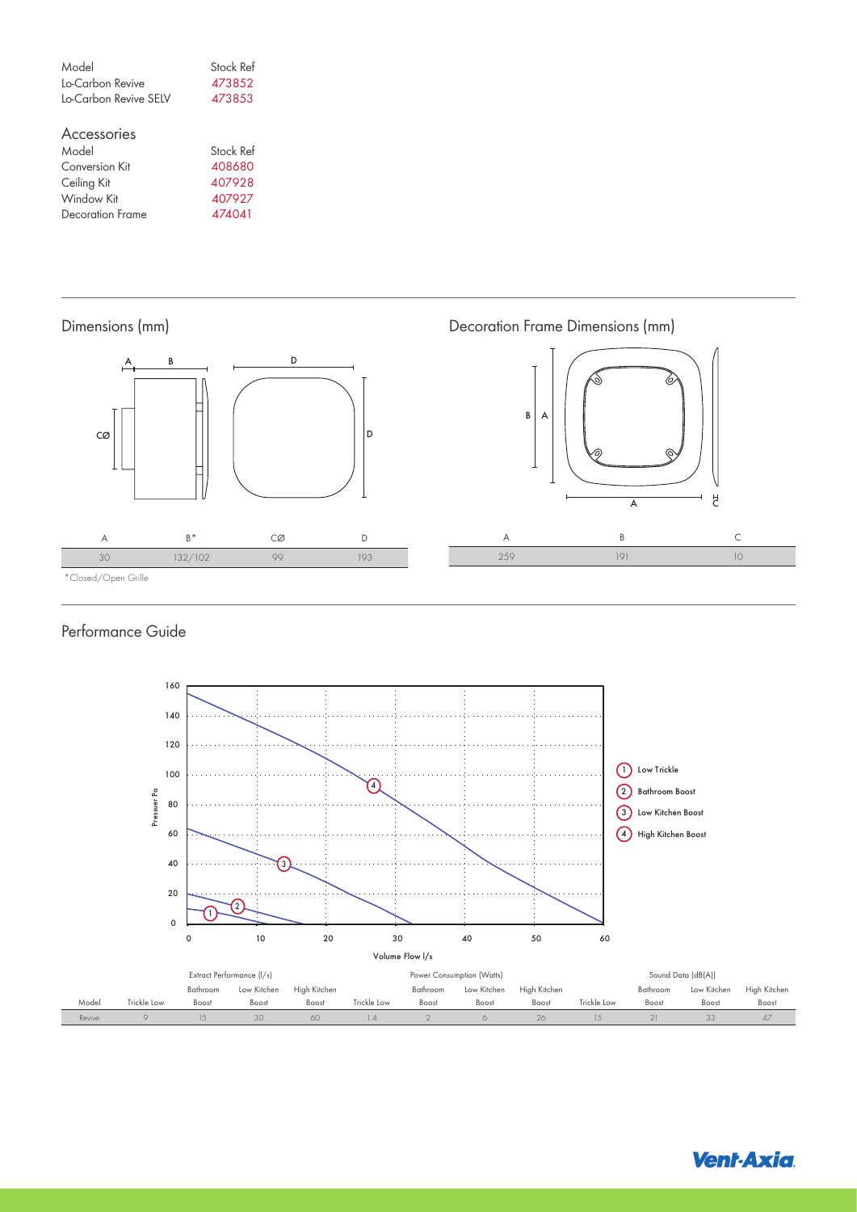| Model | Stock Ref |
|---|---|
| Lo-Carbon Revive | 473852 |
| Lo-Carbon Revive SELV | 473853 |

## Accessories

| Model | Stock Ref |
|---|---|
| Conversion Kit | 408680 |
| Ceiling Kit | 407928 |
| Window Kit | 407927 |
| Decoration Frame | 474041 |

## Dimensions (mm)

A B D CØ D

| A | B* | CØ | D |
|---|---|---|---|
| 30 | 132/102 | 99 | 193 |

*Closed/Open Grille

## Decoration Frame Dimensions (mm)

B A A H C

| A | B | C |
|---|---|---|
| 259 | 191 | 10 |

## Performance Guide

Pressuer Pa

160 140 120 100 80 60 40 20 0

0 10 20 30 40 50 60

Volume Flow l/s

1 Low Trickle
2 Bathroom Boost
3 Low Kitchen Boost
4 High Kitchen Boost

| | Extract Performance (l/s) | | | | Power Consumption (Watts) | | | | Sound Data (dB(A)) | | | |
|---|---|---|---|---|---|---|---|---|---|---|---|---|
| Model | Trickle Low | Bathroom Boost | Low Kitchen Boost | High Kitchen Boost | Trickle Low | Bathroom Boost | Low Kitchen Boost | High Kitchen Boost | Trickle Low | Bathroom Boost | Low Kitchen Boost | High Kitchen Boost |
| Revive | 9 | 15 | 30 | 60 | 1.4 | 2 | 6 | 26 | 15 | 21 | 33 | 47 |

Vent-Axia